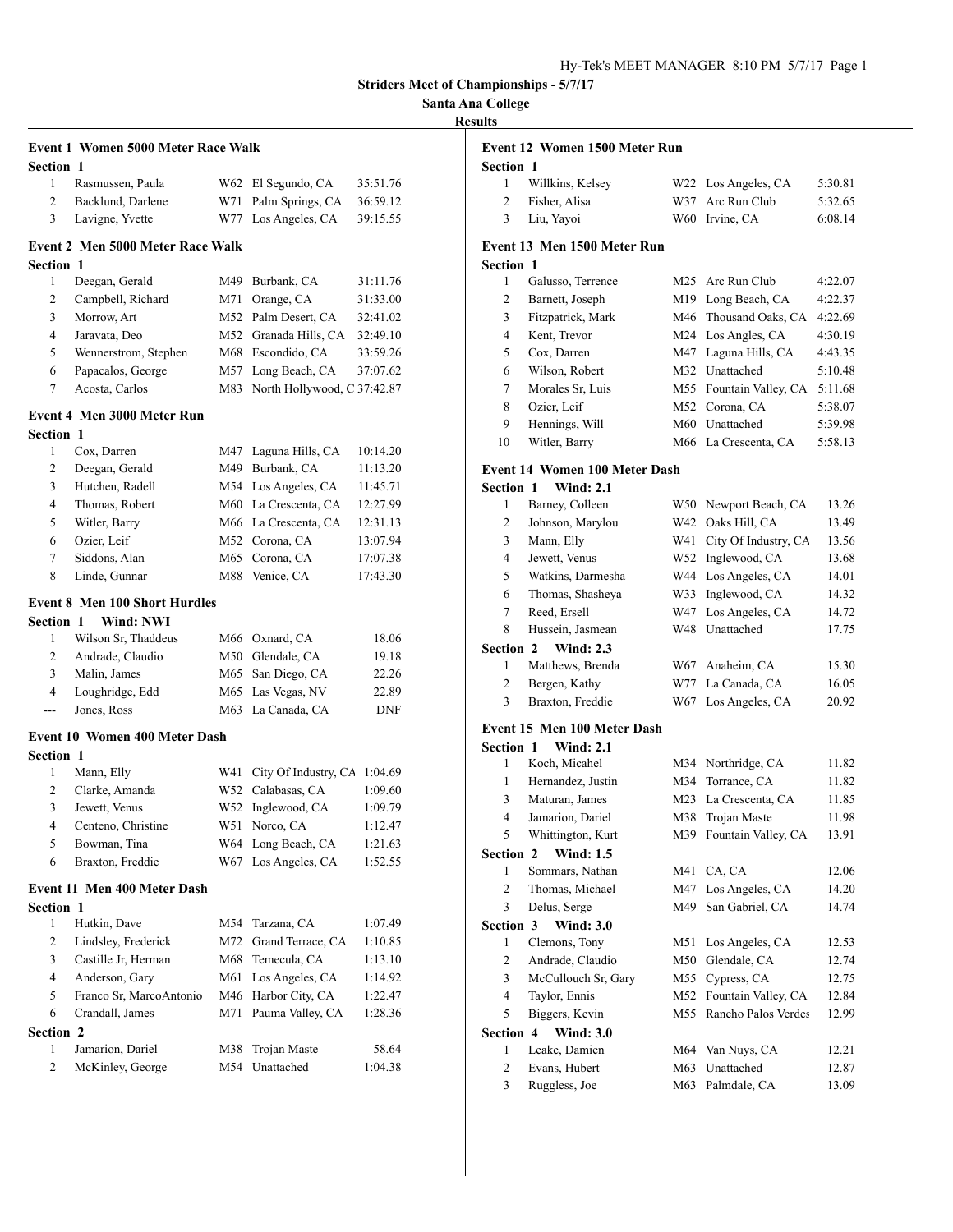# Striders Meet of Championships - 5/7/17

## Santa Ana College

## Results

### Event 1 Women 5000 Meter Race Walk

**Section 1**

| | Name | Age | Team | Time |
|---|---|---|---|---|
| 1 | Rasmussen, Paula | W62 | El Segundo, CA | 35:51.76 |
| 2 | Backlund, Darlene | W71 | Palm Springs, CA | 36:59.12 |
| 3 | Lavigne, Yvette | W77 | Los Angeles, CA | 39:15.55 |

### Event 2 Men 5000 Meter Race Walk

**Section 1**

| | Name | Age | Team | Time |
|---|---|---|---|---|
| 1 | Deegan, Gerald | M49 | Burbank, CA | 31:11.76 |
| 2 | Campbell, Richard | M71 | Orange, CA | 31:33.00 |
| 3 | Morrow, Art | M52 | Palm Desert, CA | 32:41.02 |
| 4 | Jaravata, Deo | M52 | Granada Hills, CA | 32:49.10 |
| 5 | Wennerstrom, Stephen | M68 | Escondido, CA | 33:59.26 |
| 6 | Papacalos, George | M57 | Long Beach, CA | 37:07.62 |
| 7 | Acosta, Carlos | M83 | North Hollywood, C | 37:42.87 |

### Event 4 Men 3000 Meter Run

**Section 1**

| | Name | Age | Team | Time |
|---|---|---|---|---|
| 1 | Cox, Darren | M47 | Laguna Hills, CA | 10:14.20 |
| 2 | Deegan, Gerald | M49 | Burbank, CA | 11:13.20 |
| 3 | Hutchen, Radell | M54 | Los Angeles, CA | 11:45.71 |
| 4 | Thomas, Robert | M60 | La Crescenta, CA | 12:27.99 |
| 5 | Witler, Barry | M66 | La Crescenta, CA | 12:31.13 |
| 6 | Ozier, Leif | M52 | Corona, CA | 13:07.94 |
| 7 | Siddons, Alan | M65 | Corona, CA | 17:07.38 |
| 8 | Linde, Gunnar | M88 | Venice, CA | 17:43.30 |

### Event 8 Men 100 Short Hurdles

**Section 1 Wind: NWI**

| | Name | Age | Team | Time |
|---|---|---|---|---|
| 1 | Wilson Sr, Thaddeus | M66 | Oxnard, CA | 18.06 |
| 2 | Andrade, Claudio | M50 | Glendale, CA | 19.18 |
| 3 | Malin, James | M65 | San Diego, CA | 22.26 |
| 4 | Loughridge, Edd | M65 | Las Vegas, NV | 22.89 |
| --- | Jones, Ross | M63 | La Canada, CA | DNF |

### Event 10 Women 400 Meter Dash

**Section 1**

| | Name | Age | Team | Time |
|---|---|---|---|---|
| 1 | Mann, Elly | W41 | City Of Industry, CA | 1:04.69 |
| 2 | Clarke, Amanda | W52 | Calabasas, CA | 1:09.60 |
| 3 | Jewett, Venus | W52 | Inglewood, CA | 1:09.79 |
| 4 | Centeno, Christine | W51 | Norco, CA | 1:12.47 |
| 5 | Bowman, Tina | W64 | Long Beach, CA | 1:21.63 |
| 6 | Braxton, Freddie | W67 | Los Angeles, CA | 1:52.55 |

### Event 11 Men 400 Meter Dash

**Section 1**

| | Name | Age | Team | Time |
|---|---|---|---|---|
| 1 | Hutkin, Dave | M54 | Tarzana, CA | 1:07.49 |
| 2 | Lindsley, Frederick | M72 | Grand Terrace, CA | 1:10.85 |
| 3 | Castille Jr, Herman | M68 | Temecula, CA | 1:13.10 |
| 4 | Anderson, Gary | M61 | Los Angeles, CA | 1:14.92 |
| 5 | Franco Sr, MarcoAntonio | M46 | Harbor City, CA | 1:22.47 |
| 6 | Crandall, James | M71 | Pauma Valley, CA | 1:28.36 |

**Section 2**

| | Name | Age | Team | Time |
|---|---|---|---|---|
| 1 | Jamarion, Dariel | M38 | Trojan Maste | 58.64 |
| 2 | McKinley, George | M54 | Unattached | 1:04.38 |

### Event 12 Women 1500 Meter Run

**Section 1**

| | Name | Age | Team | Time |
|---|---|---|---|---|
| 1 | Willkins, Kelsey | W22 | Los Angeles, CA | 5:30.81 |
| 2 | Fisher, Alisa | W37 | Arc Run Club | 5:32.65 |
| 3 | Liu, Yayoi | W60 | Irvine, CA | 6:08.14 |

### Event 13 Men 1500 Meter Run

**Section 1**

| | Name | Age | Team | Time |
|---|---|---|---|---|
| 1 | Galusso, Terrence | M25 | Arc Run Club | 4:22.07 |
| 2 | Barnett, Joseph | M19 | Long Beach, CA | 4:22.37 |
| 3 | Fitzpatrick, Mark | M46 | Thousand Oaks, CA | 4:22.69 |
| 4 | Kent, Trevor | M24 | Los Angles, CA | 4:30.19 |
| 5 | Cox, Darren | M47 | Laguna Hills, CA | 4:43.35 |
| 6 | Wilson, Robert | M32 | Unattached | 5:10.48 |
| 7 | Morales Sr, Luis | M55 | Fountain Valley, CA | 5:11.68 |
| 8 | Ozier, Leif | M52 | Corona, CA | 5:38.07 |
| 9 | Hennings, Will | M60 | Unattached | 5:39.98 |
| 10 | Witler, Barry | M66 | La Crescenta, CA | 5:58.13 |

### Event 14 Women 100 Meter Dash

**Section 1 Wind: 2.1**

| | Name | Age | Team | Time |
|---|---|---|---|---|
| 1 | Barney, Colleen | W50 | Newport Beach, CA | 13.26 |
| 2 | Johnson, Marylou | W42 | Oaks Hill, CA | 13.49 |
| 3 | Mann, Elly | W41 | City Of Industry, CA | 13.56 |
| 4 | Jewett, Venus | W52 | Inglewood, CA | 13.68 |
| 5 | Watkins, Darmesha | W44 | Los Angeles, CA | 14.01 |
| 6 | Thomas, Shasheya | W33 | Inglewood, CA | 14.32 |
| 7 | Reed, Ersell | W47 | Los Angeles, CA | 14.72 |
| 8 | Hussein, Jasmean | W48 | Unattached | 17.75 |

**Section 2 Wind: 2.3**

| | Name | Age | Team | Time |
|---|---|---|---|---|
| 1 | Matthews, Brenda | W67 | Anaheim, CA | 15.30 |
| 2 | Bergen, Kathy | W77 | La Canada, CA | 16.05 |
| 3 | Braxton, Freddie | W67 | Los Angeles, CA | 20.92 |

### Event 15 Men 100 Meter Dash

**Section 1 Wind: 2.1**

| | Name | Age | Team | Time |
|---|---|---|---|---|
| 1 | Koch, Micahel | M34 | Northridge, CA | 11.82 |
| 1 | Hernandez, Justin | M34 | Torrance, CA | 11.82 |
| 3 | Maturan, James | M23 | La Crescenta, CA | 11.85 |
| 4 | Jamarion, Dariel | M38 | Trojan Maste | 11.98 |
| 5 | Whittington, Kurt | M39 | Fountain Valley, CA | 13.91 |

**Section 2 Wind: 1.5**

| | Name | Age | Team | Time |
|---|---|---|---|---|
| 1 | Sommars, Nathan | M41 | CA, CA | 12.06 |
| 2 | Thomas, Michael | M47 | Los Angeles, CA | 14.20 |
| 3 | Delus, Serge | M49 | San Gabriel, CA | 14.74 |

**Section 3 Wind: 3.0**

| | Name | Age | Team | Time |
|---|---|---|---|---|
| 1 | Clemons, Tony | M51 | Los Angeles, CA | 12.53 |
| 2 | Andrade, Claudio | M50 | Glendale, CA | 12.74 |
| 3 | McCullouch Sr, Gary | M55 | Cypress, CA | 12.75 |
| 4 | Taylor, Ennis | M52 | Fountain Valley, CA | 12.84 |
| 5 | Biggers, Kevin | M55 | Rancho Palos Verdes | 12.99 |

**Section 4 Wind: 3.0**

| | Name | Age | Team | Time |
|---|---|---|---|---|
| 1 | Leake, Damien | M64 | Van Nuys, CA | 12.21 |
| 2 | Evans, Hubert | M63 | Unattached | 12.87 |
| 3 | Ruggless, Joe | M63 | Palmdale, CA | 13.09 |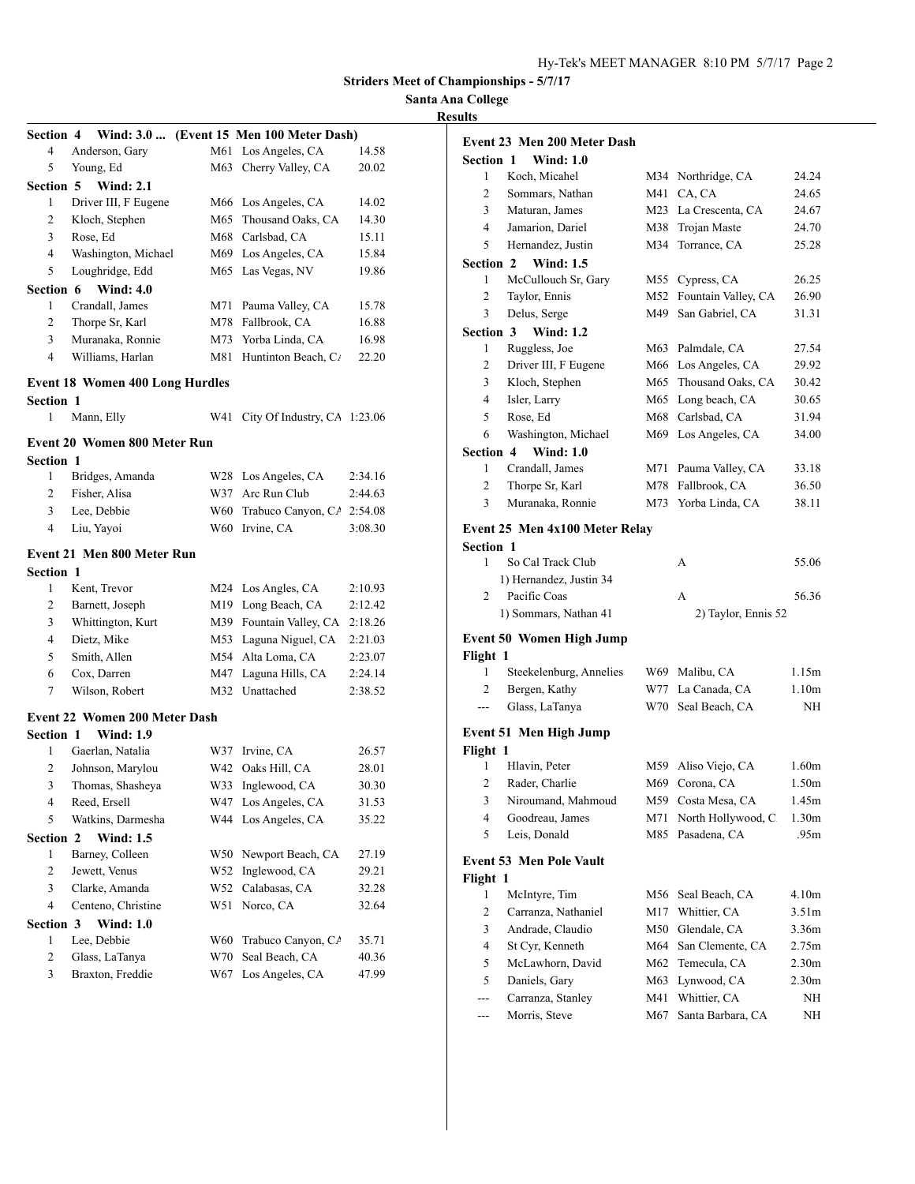## Striders Meet of Championships - 5/7/17

### Santa Ana College

### Results

**Section 4 Wind: 3.0 ... (Event 15 Men 100 Meter Dash)**

| | | | | |
|---|---|---|---|---|
| 4 | Anderson, Gary | M61 | Los Angeles, CA | 14.58 |
| 5 | Young, Ed | M63 | Cherry Valley, CA | 20.02 |

**Section 5 Wind: 2.1**

| | | | | |
|---|---|---|---|---|
| 1 | Driver III, F Eugene | M66 | Los Angeles, CA | 14.02 |
| 2 | Kloch, Stephen | M65 | Thousand Oaks, CA | 14.30 |
| 3 | Rose, Ed | M68 | Carlsbad, CA | 15.11 |
| 4 | Washington, Michael | M69 | Los Angeles, CA | 15.84 |
| 5 | Loughridge, Edd | M65 | Las Vegas, NV | 19.86 |

**Section 6 Wind: 4.0**

| | | | | |
|---|---|---|---|---|
| 1 | Crandall, James | M71 | Pauma Valley, CA | 15.78 |
| 2 | Thorpe Sr, Karl | M78 | Fallbrook, CA | 16.88 |
| 3 | Muranaka, Ronnie | M73 | Yorba Linda, CA | 16.98 |
| 4 | Williams, Harlan | M81 | Huntinton Beach, CA | 22.20 |

### Event 18 Women 400 Long Hurdles

**Section 1**

| | | | | |
|---|---|---|---|---|
| 1 | Mann, Elly | W41 | City Of Industry, CA | 1:23.06 |

### Event 20 Women 800 Meter Run

**Section 1**

| | | | | |
|---|---|---|---|---|
| 1 | Bridges, Amanda | W28 | Los Angeles, CA | 2:34.16 |
| 2 | Fisher, Alisa | W37 | Arc Run Club | 2:44.63 |
| 3 | Lee, Debbie | W60 | Trabuco Canyon, CA | 2:54.08 |
| 4 | Liu, Yayoi | W60 | Irvine, CA | 3:08.30 |

### Event 21 Men 800 Meter Run

**Section 1**

| | | | | |
|---|---|---|---|---|
| 1 | Kent, Trevor | M24 | Los Angles, CA | 2:10.93 |
| 2 | Barnett, Joseph | M19 | Long Beach, CA | 2:12.42 |
| 3 | Whittington, Kurt | M39 | Fountain Valley, CA | 2:18.26 |
| 4 | Dietz, Mike | M53 | Laguna Niguel, CA | 2:21.03 |
| 5 | Smith, Allen | M54 | Alta Loma, CA | 2:23.07 |
| 6 | Cox, Darren | M47 | Laguna Hills, CA | 2:24.14 |
| 7 | Wilson, Robert | M32 | Unattached | 2:38.52 |

### Event 22 Women 200 Meter Dash

**Section 1 Wind: 1.9**

| | | | | |
|---|---|---|---|---|
| 1 | Gaerlan, Natalia | W37 | Irvine, CA | 26.57 |
| 2 | Johnson, Marylou | W42 | Oaks Hill, CA | 28.01 |
| 3 | Thomas, Shasheya | W33 | Inglewood, CA | 30.30 |
| 4 | Reed, Ersell | W47 | Los Angeles, CA | 31.53 |
| 5 | Watkins, Darmesha | W44 | Los Angeles, CA | 35.22 |

**Section 2 Wind: 1.5**

| | | | | |
|---|---|---|---|---|
| 1 | Barney, Colleen | W50 | Newport Beach, CA | 27.19 |
| 2 | Jewett, Venus | W52 | Inglewood, CA | 29.21 |
| 3 | Clarke, Amanda | W52 | Calabasas, CA | 32.28 |
| 4 | Centeno, Christine | W51 | Norco, CA | 32.64 |

**Section 3 Wind: 1.0**

| | | | | |
|---|---|---|---|---|
| 1 | Lee, Debbie | W60 | Trabuco Canyon, CA | 35.71 |
| 2 | Glass, LaTanya | W70 | Seal Beach, CA | 40.36 |
| 3 | Braxton, Freddie | W67 | Los Angeles, CA | 47.99 |

### Event 23 Men 200 Meter Dash

**Section 1 Wind: 1.0**

| | | | | |
|---|---|---|---|---|
| 1 | Koch, Micahel | M34 | Northridge, CA | 24.24 |
| 2 | Sommars, Nathan | M41 | CA, CA | 24.65 |
| 3 | Maturan, James | M23 | La Crescenta, CA | 24.67 |
| 4 | Jamarion, Dariel | M38 | Trojan Maste | 24.70 |
| 5 | Hernandez, Justin | M34 | Torrance, CA | 25.28 |

**Section 2 Wind: 1.5**

| | | | | |
|---|---|---|---|---|
| 1 | McCullouch Sr, Gary | M55 | Cypress, CA | 26.25 |
| 2 | Taylor, Ennis | M52 | Fountain Valley, CA | 26.90 |
| 3 | Delus, Serge | M49 | San Gabriel, CA | 31.31 |

**Section 3 Wind: 1.2**

| | | | | |
|---|---|---|---|---|
| 1 | Ruggless, Joe | M63 | Palmdale, CA | 27.54 |
| 2 | Driver III, F Eugene | M66 | Los Angeles, CA | 29.92 |
| 3 | Kloch, Stephen | M65 | Thousand Oaks, CA | 30.42 |
| 4 | Isler, Larry | M65 | Long beach, CA | 30.65 |
| 5 | Rose, Ed | M68 | Carlsbad, CA | 31.94 |
| 6 | Washington, Michael | M69 | Los Angeles, CA | 34.00 |

**Section 4 Wind: 1.0**

| | | | | |
|---|---|---|---|---|
| 1 | Crandall, James | M71 | Pauma Valley, CA | 33.18 |
| 2 | Thorpe Sr, Karl | M78 | Fallbrook, CA | 36.50 |
| 3 | Muranaka, Ronnie | M73 | Yorba Linda, CA | 38.11 |

### Event 25 Men 4x100 Meter Relay

**Section 1**

| | | | |
|---|---|---|---|
| 1 | So Cal Track Club | A | 55.06 |
| | 1) Hernandez, Justin 34 | | |
| 2 | Pacific Coas | A | 56.36 |
| | 1) Sommars, Nathan 41 | 2) Taylor, Ennis 52 | |

### Event 50 Women High Jump

**Flight 1**

| | | | | |
|---|---|---|---|---|
| 1 | Steekelenburg, Annelies | W69 | Malibu, CA | 1.15m |
| 2 | Bergen, Kathy | W77 | La Canada, CA | 1.10m |
| --- | Glass, LaTanya | W70 | Seal Beach, CA | NH |

### Event 51 Men High Jump

**Flight 1**

| | | | | |
|---|---|---|---|---|
| 1 | Hlavin, Peter | M59 | Aliso Viejo, CA | 1.60m |
| 2 | Rader, Charlie | M69 | Corona, CA | 1.50m |
| 3 | Niroumand, Mahmoud | M59 | Costa Mesa, CA | 1.45m |
| 4 | Goodreau, James | M71 | North Hollywood, C | 1.30m |
| 5 | Leis, Donald | M85 | Pasadena, CA | .95m |

### Event 53 Men Pole Vault

**Flight 1**

| | | | | |
|---|---|---|---|---|
| 1 | McIntyre, Tim | M56 | Seal Beach, CA | 4.10m |
| 2 | Carranza, Nathaniel | M17 | Whittier, CA | 3.51m |
| 3 | Andrade, Claudio | M50 | Glendale, CA | 3.36m |
| 4 | St Cyr, Kenneth | M64 | San Clemente, CA | 2.75m |
| 5 | McLawhorn, David | M62 | Temecula, CA | 2.30m |
| 5 | Daniels, Gary | M63 | Lynwood, CA | 2.30m |
| --- | Carranza, Stanley | M41 | Whittier, CA | NH |
| --- | Morris, Steve | M67 | Santa Barbara, CA | NH |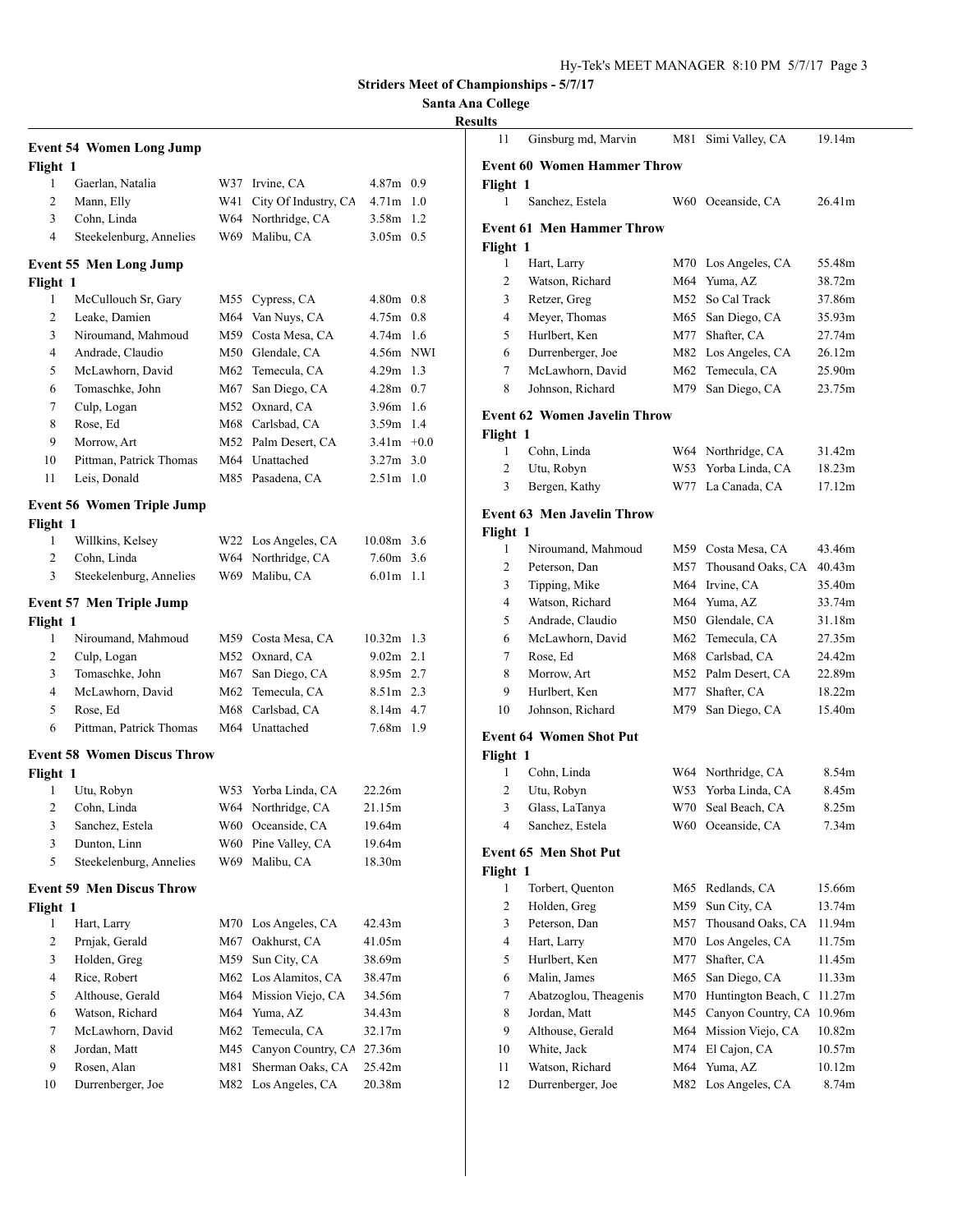## Striders Meet of Championships - 5/7/17

### Santa Ana College

### Results

### Event 54 Women Long Jump

Flight 1

| Place | Name | Age | Team | Mark | Wind |
|---|---|---|---|---|---|
| 1 | Gaerlan, Natalia | W37 | Irvine, CA | 4.87m | 0.9 |
| 2 | Mann, Elly | W41 | City Of Industry, CA | 4.71m | 1.0 |
| 3 | Cohn, Linda | W64 | Northridge, CA | 3.58m | 1.2 |
| 4 | Steekelenburg, Annelies | W69 | Malibu, CA | 3.05m | 0.5 |

### Event 55 Men Long Jump

Flight 1

| Place | Name | Age | Team | Mark | Wind |
|---|---|---|---|---|---|
| 1 | McCulloch Sr, Gary | M55 | Cypress, CA | 4.80m | 0.8 |
| 2 | Leake, Damien | M64 | Van Nuys, CA | 4.75m | 0.8 |
| 3 | Niroumand, Mahmoud | M59 | Costa Mesa, CA | 4.74m | 1.6 |
| 4 | Andrade, Claudio | M50 | Glendale, CA | 4.56m | NWI |
| 5 | McLawhorn, David | M62 | Temecula, CA | 4.29m | 1.3 |
| 6 | Tomaschke, John | M67 | San Diego, CA | 4.28m | 0.7 |
| 7 | Culp, Logan | M52 | Oxnard, CA | 3.96m | 1.6 |
| 8 | Rose, Ed | M68 | Carlsbad, CA | 3.59m | 1.4 |
| 9 | Morrow, Art | M52 | Palm Desert, CA | 3.41m | +0.0 |
| 10 | Pittman, Patrick Thomas | M64 | Unattached | 3.27m | 3.0 |
| 11 | Leis, Donald | M85 | Pasadena, CA | 2.51m | 1.0 |

### Event 56 Women Triple Jump

Flight 1

| Place | Name | Age | Team | Mark | Wind |
|---|---|---|---|---|---|
| 1 | Willkins, Kelsey | W22 | Los Angeles, CA | 10.08m | 3.6 |
| 2 | Cohn, Linda | W64 | Northridge, CA | 7.60m | 3.6 |
| 3 | Steekelenburg, Annelies | W69 | Malibu, CA | 6.01m | 1.1 |

### Event 57 Men Triple Jump

Flight 1

| Place | Name | Age | Team | Mark | Wind |
|---|---|---|---|---|---|
| 1 | Niroumand, Mahmoud | M59 | Costa Mesa, CA | 10.32m | 1.3 |
| 2 | Culp, Logan | M52 | Oxnard, CA | 9.02m | 2.1 |
| 3 | Tomaschke, John | M67 | San Diego, CA | 8.95m | 2.7 |
| 4 | McLawhorn, David | M62 | Temecula, CA | 8.51m | 2.3 |
| 5 | Rose, Ed | M68 | Carlsbad, CA | 8.14m | 4.7 |
| 6 | Pittman, Patrick Thomas | M64 | Unattached | 7.68m | 1.9 |

### Event 58 Women Discus Throw

Flight 1

| Place | Name | Age | Team | Mark |
|---|---|---|---|---|
| 1 | Utu, Robyn | W53 | Yorba Linda, CA | 22.26m |
| 2 | Cohn, Linda | W64 | Northridge, CA | 21.15m |
| 3 | Sanchez, Estela | W60 | Oceanside, CA | 19.64m |
| 3 | Dunton, Linn | W60 | Pine Valley, CA | 19.64m |
| 5 | Steekelenburg, Annelies | W69 | Malibu, CA | 18.30m |

### Event 59 Men Discus Throw

Flight 1

| Place | Name | Age | Team | Mark |
|---|---|---|---|---|
| 1 | Hart, Larry | M70 | Los Angeles, CA | 42.43m |
| 2 | Prnjak, Gerald | M67 | Oakhurst, CA | 41.05m |
| 3 | Holden, Greg | M59 | Sun City, CA | 38.69m |
| 4 | Rice, Robert | M62 | Los Alamitos, CA | 38.47m |
| 5 | Althouse, Gerald | M64 | Mission Viejo, CA | 34.56m |
| 6 | Watson, Richard | M64 | Yuma, AZ | 34.43m |
| 7 | McLawhorn, David | M62 | Temecula, CA | 32.17m |
| 8 | Jordan, Matt | M45 | Canyon Country, CA | 27.36m |
| 9 | Rosen, Alan | M81 | Sherman Oaks, CA | 25.42m |
| 10 | Durrenberger, Joe | M82 | Los Angeles, CA | 20.38m |
| 11 | Ginsburg md, Marvin | M81 | Simi Valley, CA | 19.14m |

### Event 60 Women Hammer Throw

Flight 1

| Place | Name | Age | Team | Mark |
|---|---|---|---|---|
| 1 | Sanchez, Estela | W60 | Oceanside, CA | 26.41m |

### Event 61 Men Hammer Throw

Flight 1

| Place | Name | Age | Team | Mark |
|---|---|---|---|---|
| 1 | Hart, Larry | M70 | Los Angeles, CA | 55.48m |
| 2 | Watson, Richard | M64 | Yuma, AZ | 38.72m |
| 3 | Retzer, Greg | M52 | So Cal Track | 37.86m |
| 4 | Meyer, Thomas | M65 | San Diego, CA | 35.93m |
| 5 | Hurlbert, Ken | M77 | Shafter, CA | 27.74m |
| 6 | Durrenberger, Joe | M82 | Los Angeles, CA | 26.12m |
| 7 | McLawhorn, David | M62 | Temecula, CA | 25.90m |
| 8 | Johnson, Richard | M79 | San Diego, CA | 23.75m |

### Event 62 Women Javelin Throw

Flight 1

| Place | Name | Age | Team | Mark |
|---|---|---|---|---|
| 1 | Cohn, Linda | W64 | Northridge, CA | 31.42m |
| 2 | Utu, Robyn | W53 | Yorba Linda, CA | 18.23m |
| 3 | Bergen, Kathy | W77 | La Canada, CA | 17.12m |

### Event 63 Men Javelin Throw

Flight 1

| Place | Name | Age | Team | Mark |
|---|---|---|---|---|
| 1 | Niroumand, Mahmoud | M59 | Costa Mesa, CA | 43.46m |
| 2 | Peterson, Dan | M57 | Thousand Oaks, CA | 40.43m |
| 3 | Tipping, Mike | M64 | Irvine, CA | 35.40m |
| 4 | Watson, Richard | M64 | Yuma, AZ | 33.74m |
| 5 | Andrade, Claudio | M50 | Glendale, CA | 31.18m |
| 6 | McLawhorn, David | M62 | Temecula, CA | 27.35m |
| 7 | Rose, Ed | M68 | Carlsbad, CA | 24.42m |
| 8 | Morrow, Art | M52 | Palm Desert, CA | 22.89m |
| 9 | Hurlbert, Ken | M77 | Shafter, CA | 18.22m |
| 10 | Johnson, Richard | M79 | San Diego, CA | 15.40m |

### Event 64 Women Shot Put

Flight 1

| Place | Name | Age | Team | Mark |
|---|---|---|---|---|
| 1 | Cohn, Linda | W64 | Northridge, CA | 8.54m |
| 2 | Utu, Robyn | W53 | Yorba Linda, CA | 8.45m |
| 3 | Glass, LaTanya | W70 | Seal Beach, CA | 8.25m |
| 4 | Sanchez, Estela | W60 | Oceanside, CA | 7.34m |

### Event 65 Men Shot Put

Flight 1

| Place | Name | Age | Team | Mark |
|---|---|---|---|---|
| 1 | Torbert, Quenton | M65 | Redlands, CA | 15.66m |
| 2 | Holden, Greg | M59 | Sun City, CA | 13.74m |
| 3 | Peterson, Dan | M57 | Thousand Oaks, CA | 11.94m |
| 4 | Hart, Larry | M70 | Los Angeles, CA | 11.75m |
| 5 | Hurlbert, Ken | M77 | Shafter, CA | 11.45m |
| 6 | Malin, James | M65 | San Diego, CA | 11.33m |
| 7 | Abatzoglou, Theagenis | M70 | Huntington Beach, C | 11.27m |
| 8 | Jordan, Matt | M45 | Canyon Country, CA | 10.96m |
| 9 | Althouse, Gerald | M64 | Mission Viejo, CA | 10.82m |
| 10 | White, Jack | M74 | El Cajon, CA | 10.57m |
| 11 | Watson, Richard | M64 | Yuma, AZ | 10.12m |
| 12 | Durrenberger, Joe | M82 | Los Angeles, CA | 8.74m |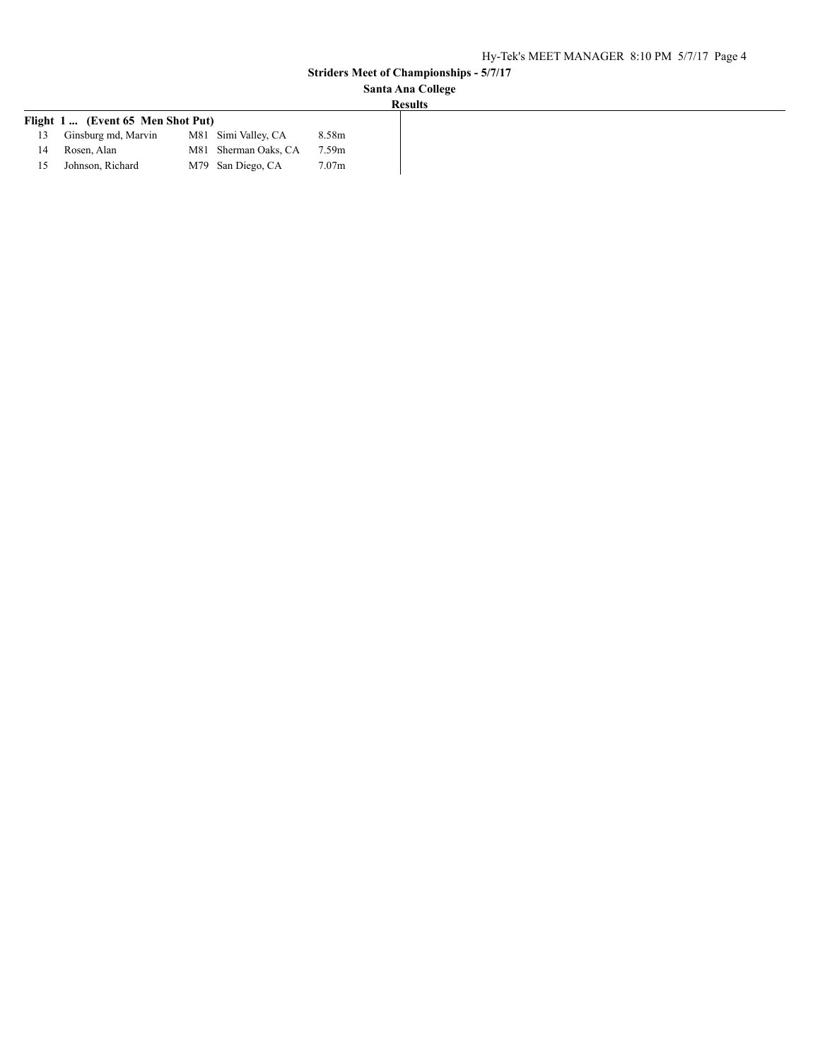**Striders Meet of Championships - 5/7/17**

**Santa Ana College**

**Results**

**Flight 1 ... (Event 65 Men Shot Put)**

| | | | | |
|---|---|---|---|---|
| 13 | Ginsburg md, Marvin | M81 | Simi Valley, CA | 8.58m |
| 14 | Rosen, Alan | M81 | Sherman Oaks, CA | 7.59m |
| 15 | Johnson, Richard | M79 | San Diego, CA | 7.07m |